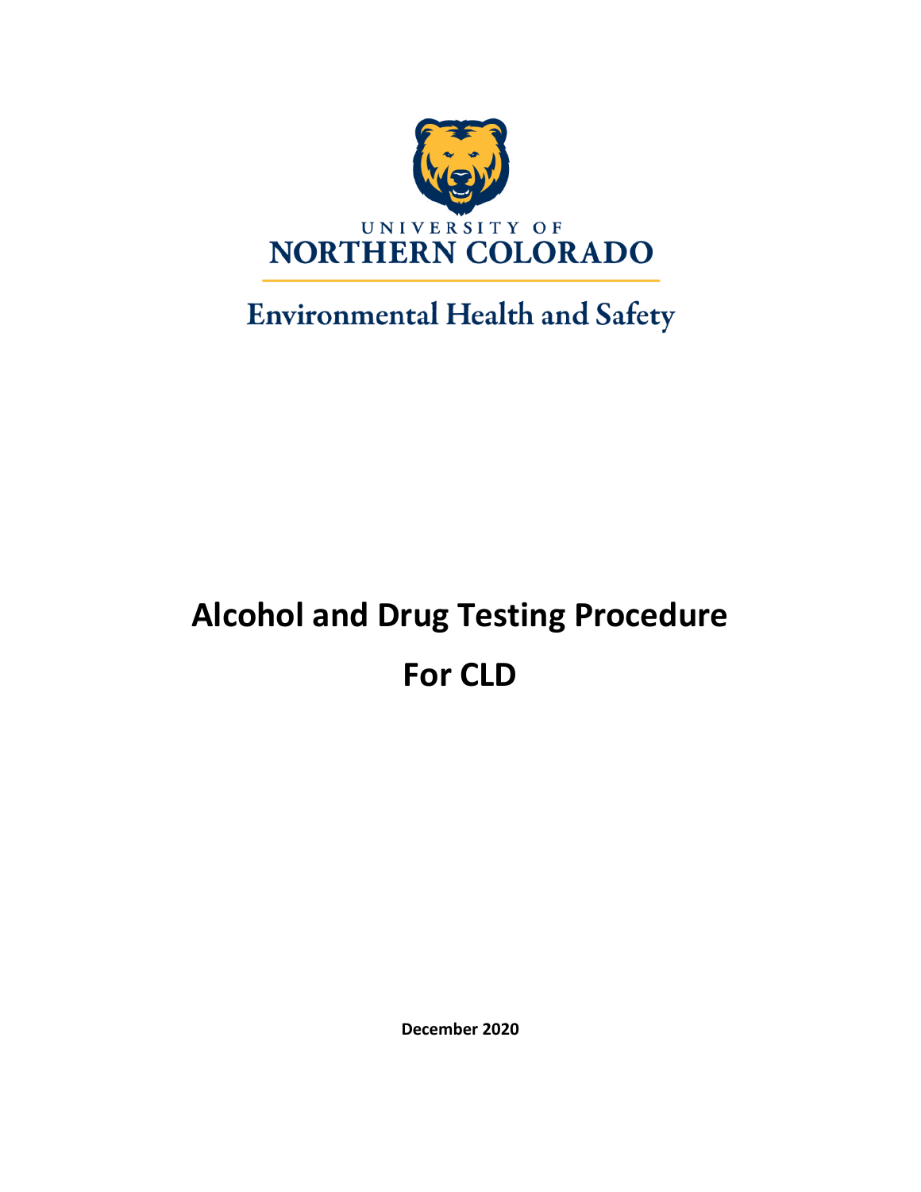UNIVERSITY OF
NORTHERN COLORADO

Environmental Health and Safety

# Alcohol and Drug Testing Procedure

# For CLD

**December 2020**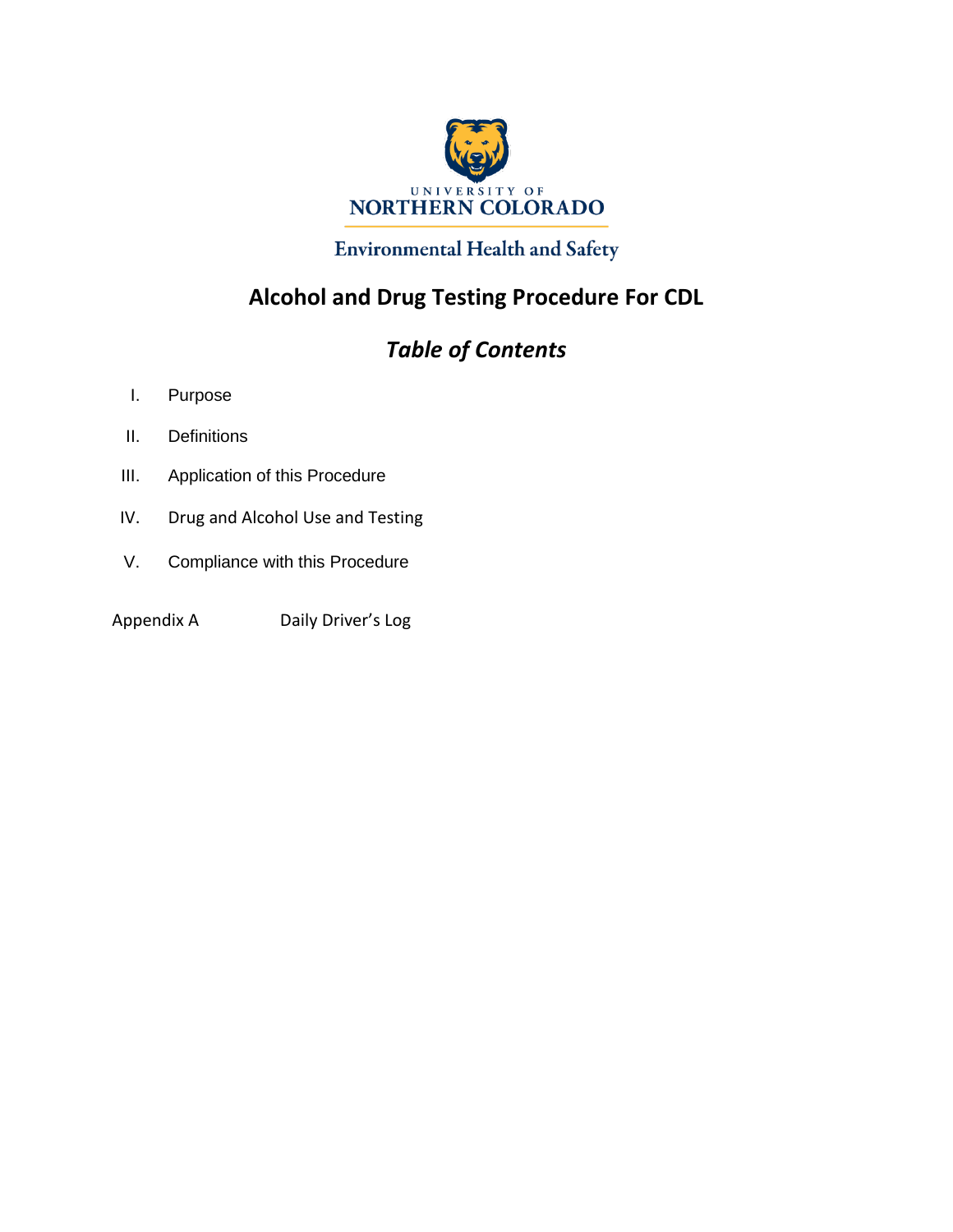UNIVERSITY OF
NORTHERN COLORADO

Environmental Health and Safety

# Alcohol and Drug Testing Procedure For CDL

## *Table of Contents*

I. Purpose

II. Definitions

III. Application of this Procedure

IV. Drug and Alcohol Use and Testing

V. Compliance with this Procedure

Appendix A Daily Driver's Log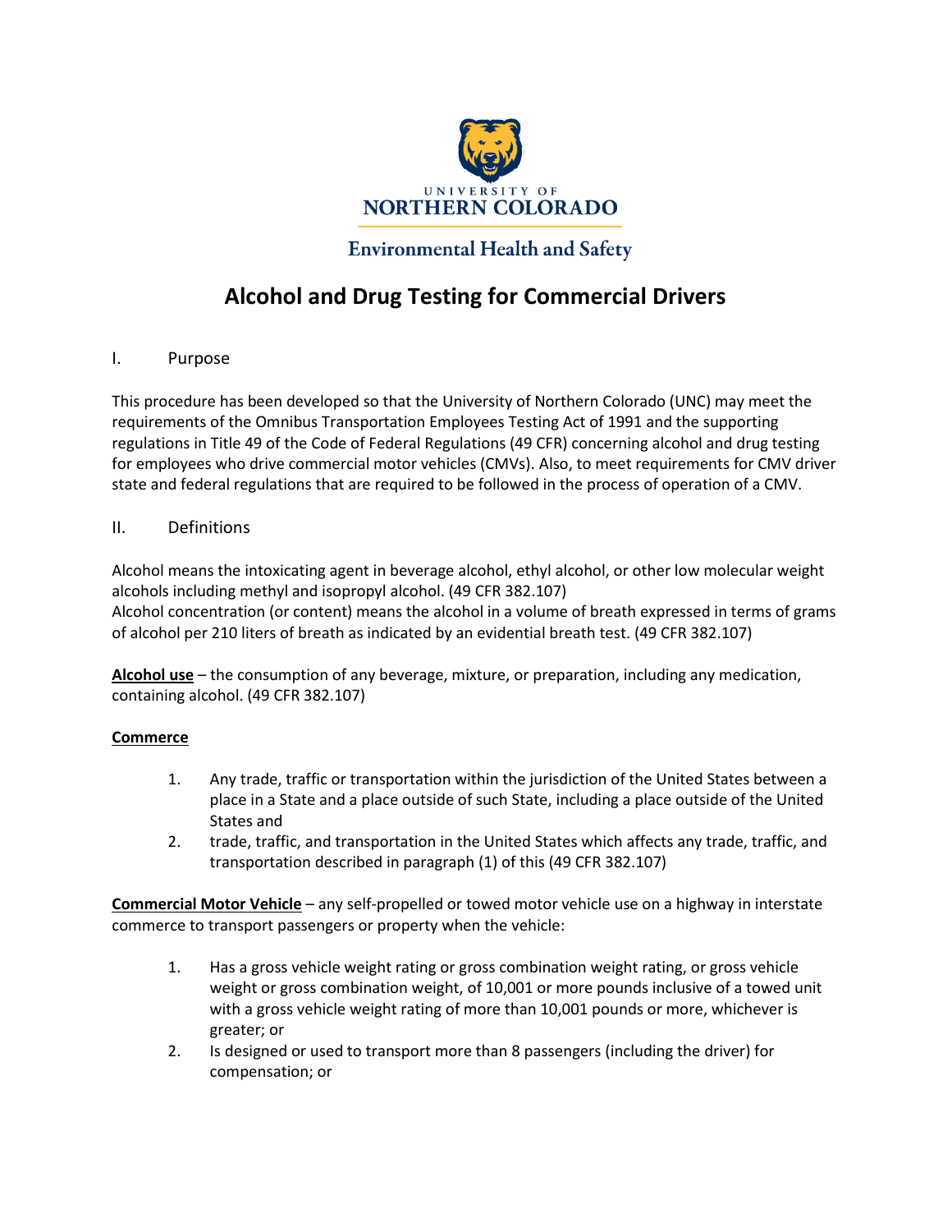University of Northern Colorado

Environmental Health and Safety

# Alcohol and Drug Testing for Commercial Drivers

## I. Purpose

This procedure has been developed so that the University of Northern Colorado (UNC) may meet the requirements of the Omnibus Transportation Employees Testing Act of 1991 and the supporting regulations in Title 49 of the Code of Federal Regulations (49 CFR) concerning alcohol and drug testing for employees who drive commercial motor vehicles (CMVs). Also, to meet requirements for CMV driver state and federal regulations that are required to be followed in the process of operation of a CMV.

## II. Definitions

Alcohol means the intoxicating agent in beverage alcohol, ethyl alcohol, or other low molecular weight alcohols including methyl and isopropyl alcohol. (49 CFR 382.107)
Alcohol concentration (or content) means the alcohol in a volume of breath expressed in terms of grams of alcohol per 210 liters of breath as indicated by an evidential breath test. (49 CFR 382.107)

**Alcohol use** – the consumption of any beverage, mixture, or preparation, including any medication, containing alcohol. (49 CFR 382.107)

**Commerce**

1. Any trade, traffic or transportation within the jurisdiction of the United States between a place in a State and a place outside of such State, including a place outside of the United States and
2. trade, traffic, and transportation in the United States which affects any trade, traffic, and transportation described in paragraph (1) of this (49 CFR 382.107)

**Commercial Motor Vehicle** – any self-propelled or towed motor vehicle use on a highway in interstate commerce to transport passengers or property when the vehicle:

1. Has a gross vehicle weight rating or gross combination weight rating, or gross vehicle weight or gross combination weight, of 10,001 or more pounds inclusive of a towed unit with a gross vehicle weight rating of more than 10,001 pounds or more, whichever is greater; or
2. Is designed or used to transport more than 8 passengers (including the driver) for compensation; or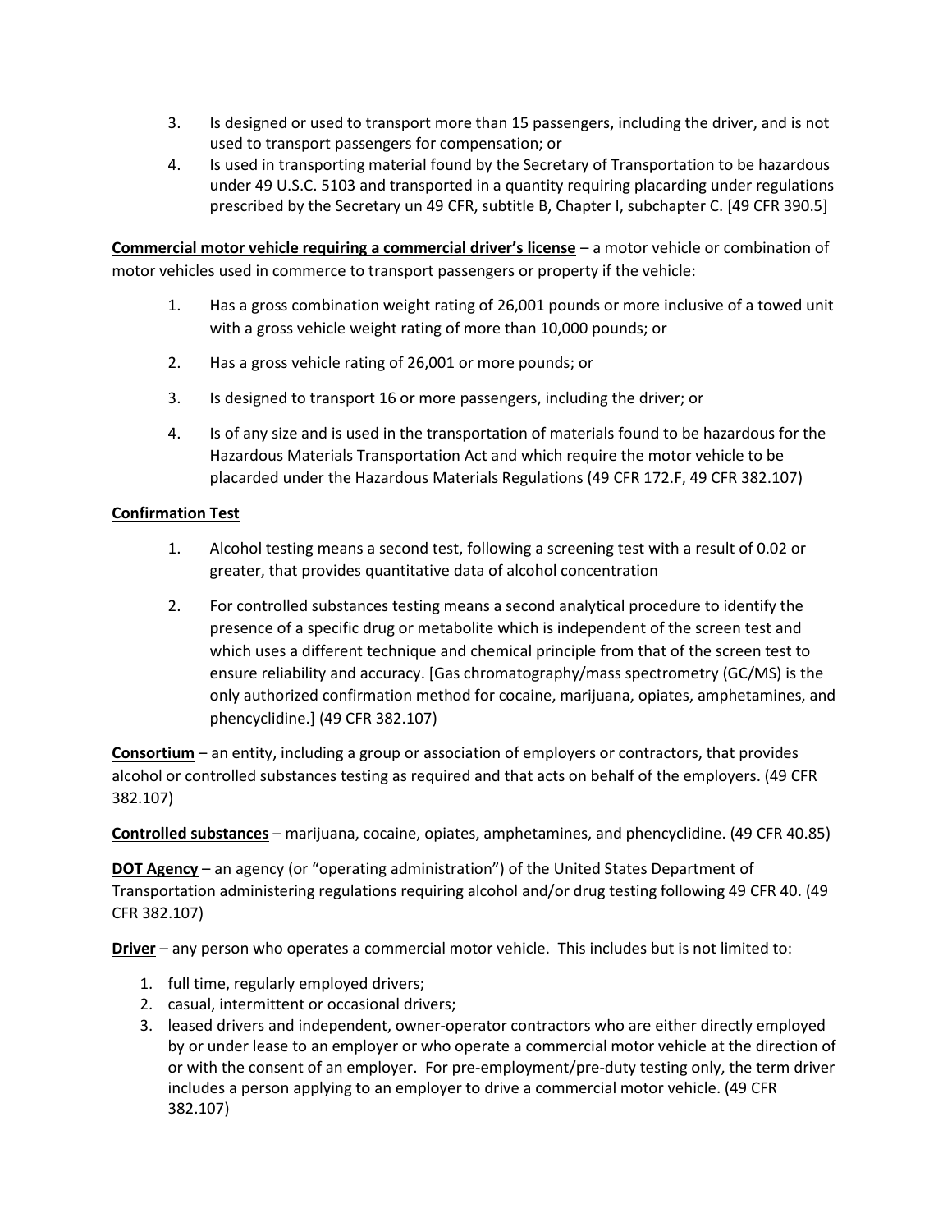3. Is designed or used to transport more than 15 passengers, including the driver, and is not used to transport passengers for compensation; or
4. Is used in transporting material found by the Secretary of Transportation to be hazardous under 49 U.S.C. 5103 and transported in a quantity requiring placarding under regulations prescribed by the Secretary un 49 CFR, subtitle B, Chapter I, subchapter C. [49 CFR 390.5]

**Commercial motor vehicle requiring a commercial driver's license** – a motor vehicle or combination of motor vehicles used in commerce to transport passengers or property if the vehicle:

1. Has a gross combination weight rating of 26,001 pounds or more inclusive of a towed unit with a gross vehicle weight rating of more than 10,000 pounds; or
2. Has a gross vehicle rating of 26,001 or more pounds; or
3. Is designed to transport 16 or more passengers, including the driver; or
4. Is of any size and is used in the transportation of materials found to be hazardous for the Hazardous Materials Transportation Act and which require the motor vehicle to be placarded under the Hazardous Materials Regulations (49 CFR 172.F, 49 CFR 382.107)

**Confirmation Test**

1. Alcohol testing means a second test, following a screening test with a result of 0.02 or greater, that provides quantitative data of alcohol concentration
2. For controlled substances testing means a second analytical procedure to identify the presence of a specific drug or metabolite which is independent of the screen test and which uses a different technique and chemical principle from that of the screen test to ensure reliability and accuracy. [Gas chromatography/mass spectrometry (GC/MS) is the only authorized confirmation method for cocaine, marijuana, opiates, amphetamines, and phencyclidine.] (49 CFR 382.107)

**Consortium** – an entity, including a group or association of employers or contractors, that provides alcohol or controlled substances testing as required and that acts on behalf of the employers. (49 CFR 382.107)

**Controlled substances** – marijuana, cocaine, opiates, amphetamines, and phencyclidine. (49 CFR 40.85)

**DOT Agency** – an agency (or "operating administration") of the United States Department of Transportation administering regulations requiring alcohol and/or drug testing following 49 CFR 40. (49 CFR 382.107)

**Driver** – any person who operates a commercial motor vehicle. This includes but is not limited to:

1. full time, regularly employed drivers;
2. casual, intermittent or occasional drivers;
3. leased drivers and independent, owner-operator contractors who are either directly employed by or under lease to an employer or who operate a commercial motor vehicle at the direction of or with the consent of an employer. For pre-employment/pre-duty testing only, the term driver includes a person applying to an employer to drive a commercial motor vehicle. (49 CFR 382.107)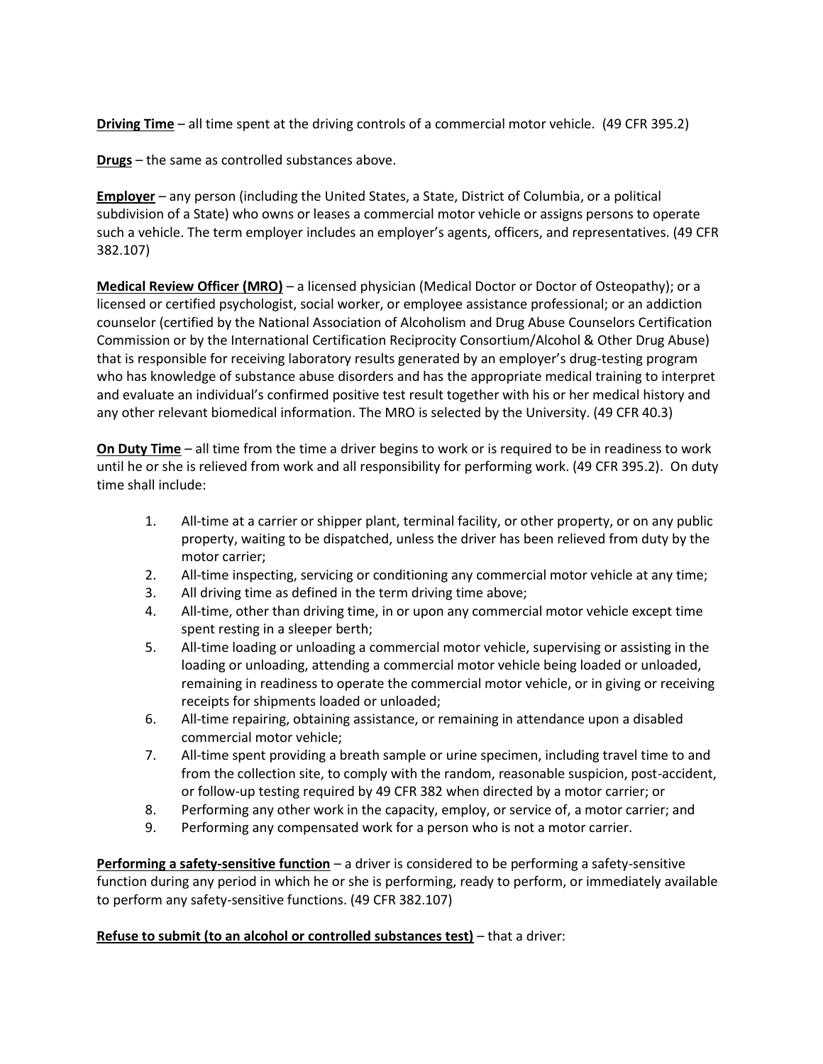**Driving Time** – all time spent at the driving controls of a commercial motor vehicle. (49 CFR 395.2)

**Drugs** – the same as controlled substances above.

**Employer** – any person (including the United States, a State, District of Columbia, or a political subdivision of a State) who owns or leases a commercial motor vehicle or assigns persons to operate such a vehicle. The term employer includes an employer's agents, officers, and representatives. (49 CFR 382.107)

**Medical Review Officer (MRO)** – a licensed physician (Medical Doctor or Doctor of Osteopathy); or a licensed or certified psychologist, social worker, or employee assistance professional; or an addiction counselor (certified by the National Association of Alcoholism and Drug Abuse Counselors Certification Commission or by the International Certification Reciprocity Consortium/Alcohol & Other Drug Abuse) that is responsible for receiving laboratory results generated by an employer's drug-testing program who has knowledge of substance abuse disorders and has the appropriate medical training to interpret and evaluate an individual's confirmed positive test result together with his or her medical history and any other relevant biomedical information. The MRO is selected by the University. (49 CFR 40.3)

**On Duty Time** – all time from the time a driver begins to work or is required to be in readiness to work until he or she is relieved from work and all responsibility for performing work. (49 CFR 395.2). On duty time shall include:

1. All-time at a carrier or shipper plant, terminal facility, or other property, or on any public property, waiting to be dispatched, unless the driver has been relieved from duty by the motor carrier;
2. All-time inspecting, servicing or conditioning any commercial motor vehicle at any time;
3. All driving time as defined in the term driving time above;
4. All-time, other than driving time, in or upon any commercial motor vehicle except time spent resting in a sleeper berth;
5. All-time loading or unloading a commercial motor vehicle, supervising or assisting in the loading or unloading, attending a commercial motor vehicle being loaded or unloaded, remaining in readiness to operate the commercial motor vehicle, or in giving or receiving receipts for shipments loaded or unloaded;
6. All-time repairing, obtaining assistance, or remaining in attendance upon a disabled commercial motor vehicle;
7. All-time spent providing a breath sample or urine specimen, including travel time to and from the collection site, to comply with the random, reasonable suspicion, post-accident, or follow-up testing required by 49 CFR 382 when directed by a motor carrier; or
8. Performing any other work in the capacity, employ, or service of, a motor carrier; and
9. Performing any compensated work for a person who is not a motor carrier.

**Performing a safety-sensitive function** – a driver is considered to be performing a safety-sensitive function during any period in which he or she is performing, ready to perform, or immediately available to perform any safety-sensitive functions. (49 CFR 382.107)

**Refuse to submit (to an alcohol or controlled substances test)** – that a driver: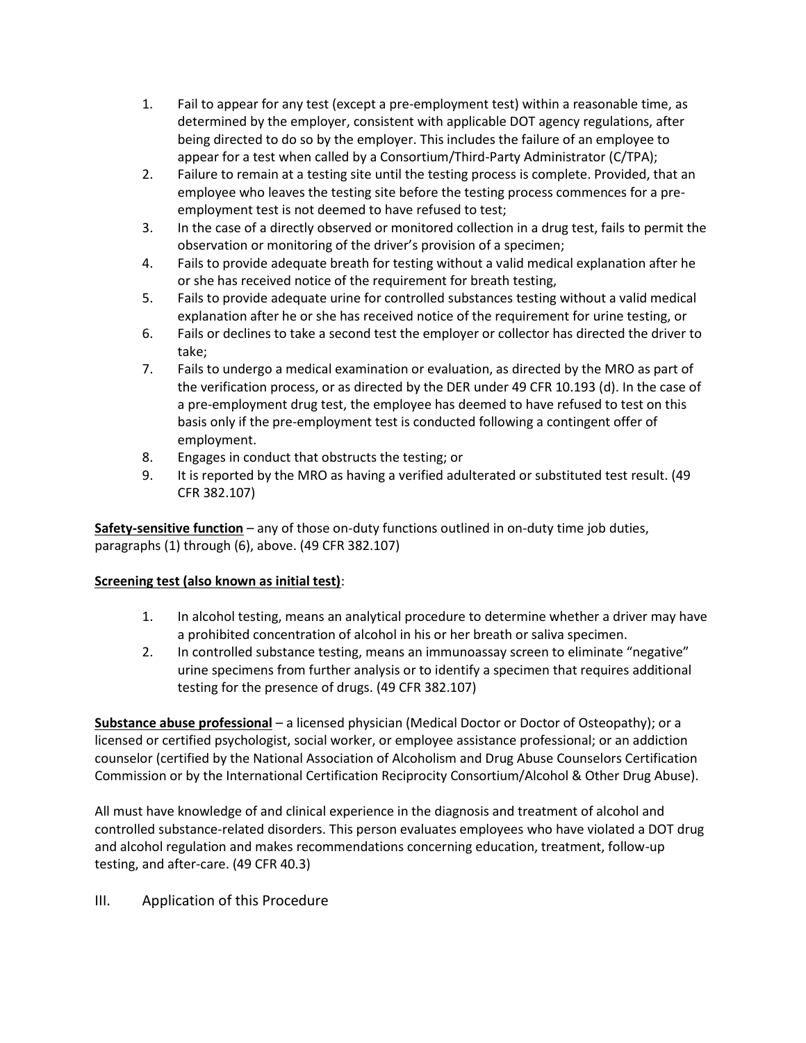1. Fail to appear for any test (except a pre-employment test) within a reasonable time, as determined by the employer, consistent with applicable DOT agency regulations, after being directed to do so by the employer. This includes the failure of an employee to appear for a test when called by a Consortium/Third-Party Administrator (C/TPA);
2. Failure to remain at a testing site until the testing process is complete. Provided, that an employee who leaves the testing site before the testing process commences for a pre-employment test is not deemed to have refused to test;
3. In the case of a directly observed or monitored collection in a drug test, fails to permit the observation or monitoring of the driver's provision of a specimen;
4. Fails to provide adequate breath for testing without a valid medical explanation after he or she has received notice of the requirement for breath testing,
5. Fails to provide adequate urine for controlled substances testing without a valid medical explanation after he or she has received notice of the requirement for urine testing, or
6. Fails or declines to take a second test the employer or collector has directed the driver to take;
7. Fails to undergo a medical examination or evaluation, as directed by the MRO as part of the verification process, or as directed by the DER under 49 CFR 10.193 (d). In the case of a pre-employment drug test, the employee has deemed to have refused to test on this basis only if the pre-employment test is conducted following a contingent offer of employment.
8. Engages in conduct that obstructs the testing; or
9. It is reported by the MRO as having a verified adulterated or substituted test result. (49 CFR 382.107)

**Safety-sensitive function** – any of those on-duty functions outlined in on-duty time job duties, paragraphs (1) through (6), above. (49 CFR 382.107)

**Screening test (also known as initial test)**:

1. In alcohol testing, means an analytical procedure to determine whether a driver may have a prohibited concentration of alcohol in his or her breath or saliva specimen.
2. In controlled substance testing, means an immunoassay screen to eliminate "negative" urine specimens from further analysis or to identify a specimen that requires additional testing for the presence of drugs. (49 CFR 382.107)

**Substance abuse professional** – a licensed physician (Medical Doctor or Doctor of Osteopathy); or a licensed or certified psychologist, social worker, or employee assistance professional; or an addiction counselor (certified by the National Association of Alcoholism and Drug Abuse Counselors Certification Commission or by the International Certification Reciprocity Consortium/Alcohol & Other Drug Abuse).

All must have knowledge of and clinical experience in the diagnosis and treatment of alcohol and controlled substance-related disorders. This person evaluates employees who have violated a DOT drug and alcohol regulation and makes recommendations concerning education, treatment, follow-up testing, and after-care. (49 CFR 40.3)

## III. Application of this Procedure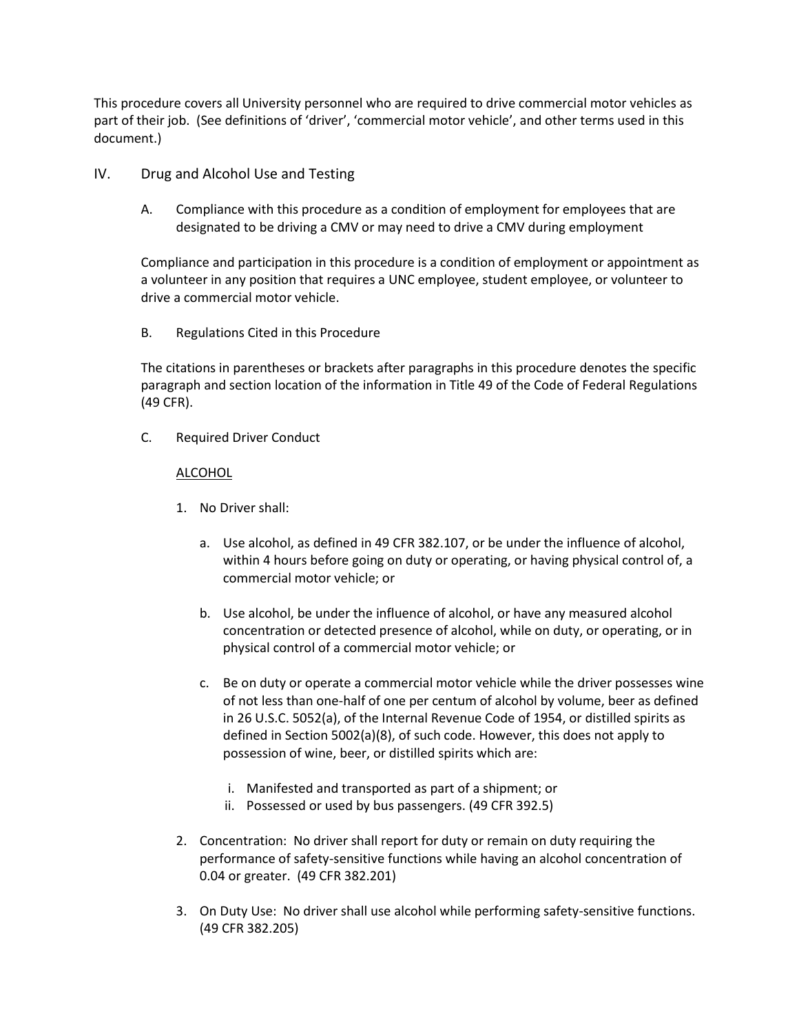This procedure covers all University personnel who are required to drive commercial motor vehicles as part of their job. (See definitions of 'driver', 'commercial motor vehicle', and other terms used in this document.)

## IV. Drug and Alcohol Use and Testing

### A. Compliance with this procedure as a condition of employment for employees that are designated to be driving a CMV or may need to drive a CMV during employment

Compliance and participation in this procedure is a condition of employment or appointment as a volunteer in any position that requires a UNC employee, student employee, or volunteer to drive a commercial motor vehicle.

### B. Regulations Cited in this Procedure

The citations in parentheses or brackets after paragraphs in this procedure denotes the specific paragraph and section location of the information in Title 49 of the Code of Federal Regulations (49 CFR).

### C. Required Driver Conduct

<u>ALCOHOL</u>

1. No Driver shall:

   a. Use alcohol, as defined in 49 CFR 382.107, or be under the influence of alcohol, within 4 hours before going on duty or operating, or having physical control of, a commercial motor vehicle; or

   b. Use alcohol, be under the influence of alcohol, or have any measured alcohol concentration or detected presence of alcohol, while on duty, or operating, or in physical control of a commercial motor vehicle; or

   c. Be on duty or operate a commercial motor vehicle while the driver possesses wine of not less than one-half of one per centum of alcohol by volume, beer as defined in 26 U.S.C. 5052(a), of the Internal Revenue Code of 1954, or distilled spirits as defined in Section 5002(a)(8), of such code. However, this does not apply to possession of wine, beer, or distilled spirits which are:

      i. Manifested and transported as part of a shipment; or
      ii. Possessed or used by bus passengers. (49 CFR 392.5)

2. Concentration: No driver shall report for duty or remain on duty requiring the performance of safety-sensitive functions while having an alcohol concentration of 0.04 or greater. (49 CFR 382.201)

3. On Duty Use: No driver shall use alcohol while performing safety-sensitive functions. (49 CFR 382.205)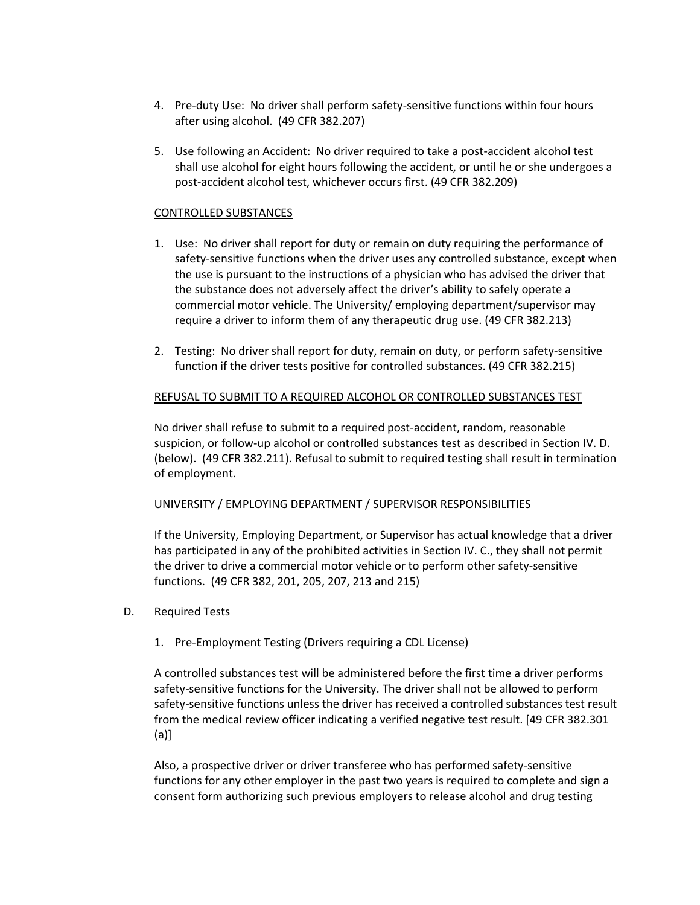4. Pre-duty Use: No driver shall perform safety-sensitive functions within four hours after using alcohol. (49 CFR 382.207)

5. Use following an Accident: No driver required to take a post-accident alcohol test shall use alcohol for eight hours following the accident, or until he or she undergoes a post-accident alcohol test, whichever occurs first. (49 CFR 382.209)

<u>CONTROLLED SUBSTANCES</u>

1. Use: No driver shall report for duty or remain on duty requiring the performance of safety-sensitive functions when the driver uses any controlled substance, except when the use is pursuant to the instructions of a physician who has advised the driver that the substance does not adversely affect the driver's ability to safely operate a commercial motor vehicle. The University/ employing department/supervisor may require a driver to inform them of any therapeutic drug use. (49 CFR 382.213)

2. Testing: No driver shall report for duty, remain on duty, or perform safety-sensitive function if the driver tests positive for controlled substances. (49 CFR 382.215)

<u>REFUSAL TO SUBMIT TO A REQUIRED ALCOHOL OR CONTROLLED SUBSTANCES TEST</u>

No driver shall refuse to submit to a required post-accident, random, reasonable suspicion, or follow-up alcohol or controlled substances test as described in Section IV. D. (below). (49 CFR 382.211). Refusal to submit to required testing shall result in termination of employment.

<u>UNIVERSITY / EMPLOYING DEPARTMENT / SUPERVISOR RESPONSIBILITIES</u>

If the University, Employing Department, or Supervisor has actual knowledge that a driver has participated in any of the prohibited activities in Section IV. C., they shall not permit the driver to drive a commercial motor vehicle or to perform other safety-sensitive functions. (49 CFR 382, 201, 205, 207, 213 and 215)

D. Required Tests

1. Pre-Employment Testing (Drivers requiring a CDL License)

A controlled substances test will be administered before the first time a driver performs safety-sensitive functions for the University. The driver shall not be allowed to perform safety-sensitive functions unless the driver has received a controlled substances test result from the medical review officer indicating a verified negative test result. [49 CFR 382.301 (a)]

Also, a prospective driver or driver transferee who has performed safety-sensitive functions for any other employer in the past two years is required to complete and sign a consent form authorizing such previous employers to release alcohol and drug testing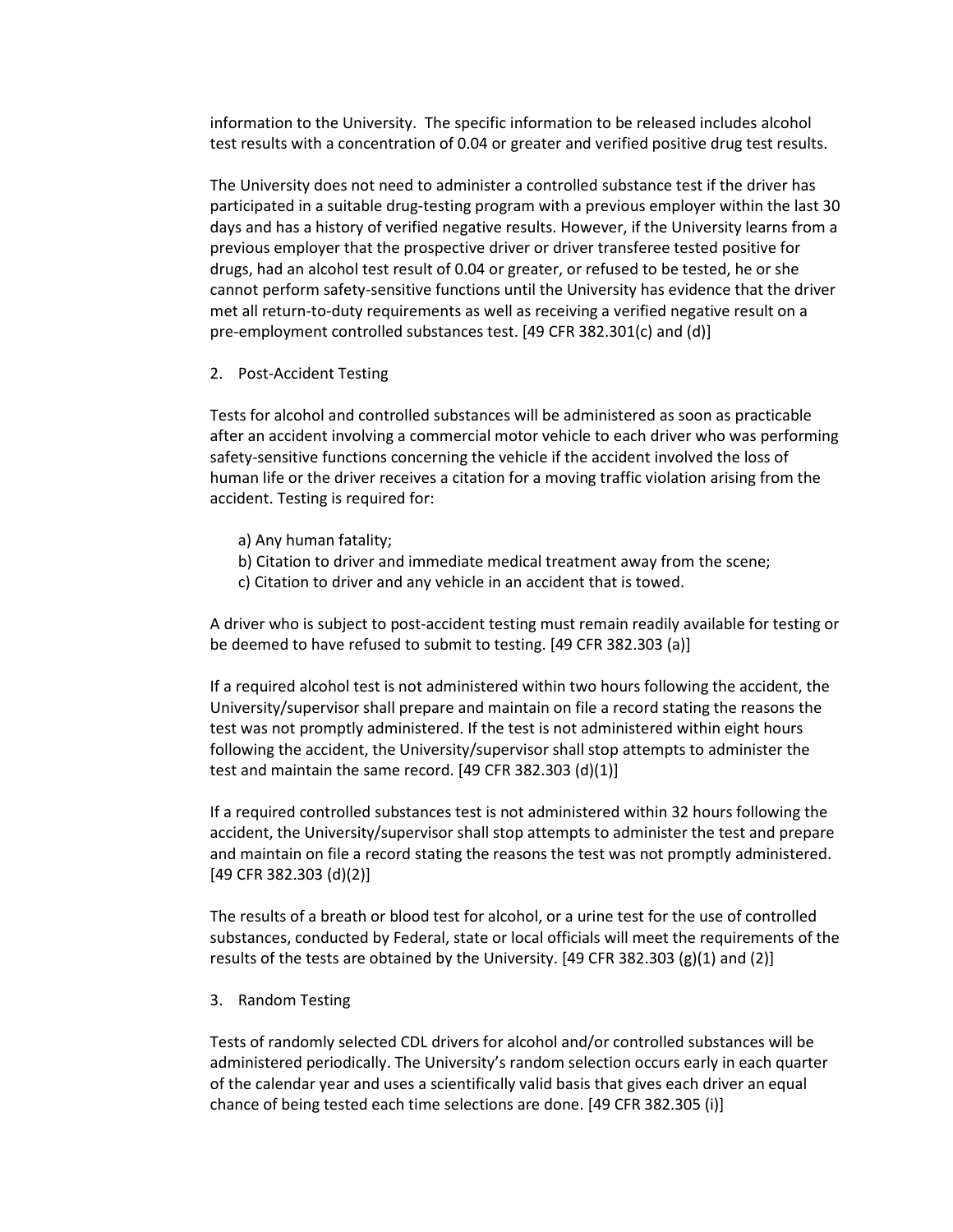information to the University. The specific information to be released includes alcohol test results with a concentration of 0.04 or greater and verified positive drug test results.

The University does not need to administer a controlled substance test if the driver has participated in a suitable drug-testing program with a previous employer within the last 30 days and has a history of verified negative results. However, if the University learns from a previous employer that the prospective driver or driver transferee tested positive for drugs, had an alcohol test result of 0.04 or greater, or refused to be tested, he or she cannot perform safety-sensitive functions until the University has evidence that the driver met all return-to-duty requirements as well as receiving a verified negative result on a pre-employment controlled substances test. [49 CFR 382.301(c) and (d)]

2. Post-Accident Testing

Tests for alcohol and controlled substances will be administered as soon as practicable after an accident involving a commercial motor vehicle to each driver who was performing safety-sensitive functions concerning the vehicle if the accident involved the loss of human life or the driver receives a citation for a moving traffic violation arising from the accident. Testing is required for:

a) Any human fatality;
b) Citation to driver and immediate medical treatment away from the scene;
c) Citation to driver and any vehicle in an accident that is towed.

A driver who is subject to post-accident testing must remain readily available for testing or be deemed to have refused to submit to testing. [49 CFR 382.303 (a)]

If a required alcohol test is not administered within two hours following the accident, the University/supervisor shall prepare and maintain on file a record stating the reasons the test was not promptly administered. If the test is not administered within eight hours following the accident, the University/supervisor shall stop attempts to administer the test and maintain the same record. [49 CFR 382.303 (d)(1)]

If a required controlled substances test is not administered within 32 hours following the accident, the University/supervisor shall stop attempts to administer the test and prepare and maintain on file a record stating the reasons the test was not promptly administered. [49 CFR 382.303 (d)(2)]

The results of a breath or blood test for alcohol, or a urine test for the use of controlled substances, conducted by Federal, state or local officials will meet the requirements of the results of the tests are obtained by the University. [49 CFR 382.303 (g)(1) and (2)]

3. Random Testing

Tests of randomly selected CDL drivers for alcohol and/or controlled substances will be administered periodically. The University's random selection occurs early in each quarter of the calendar year and uses a scientifically valid basis that gives each driver an equal chance of being tested each time selections are done. [49 CFR 382.305 (i)]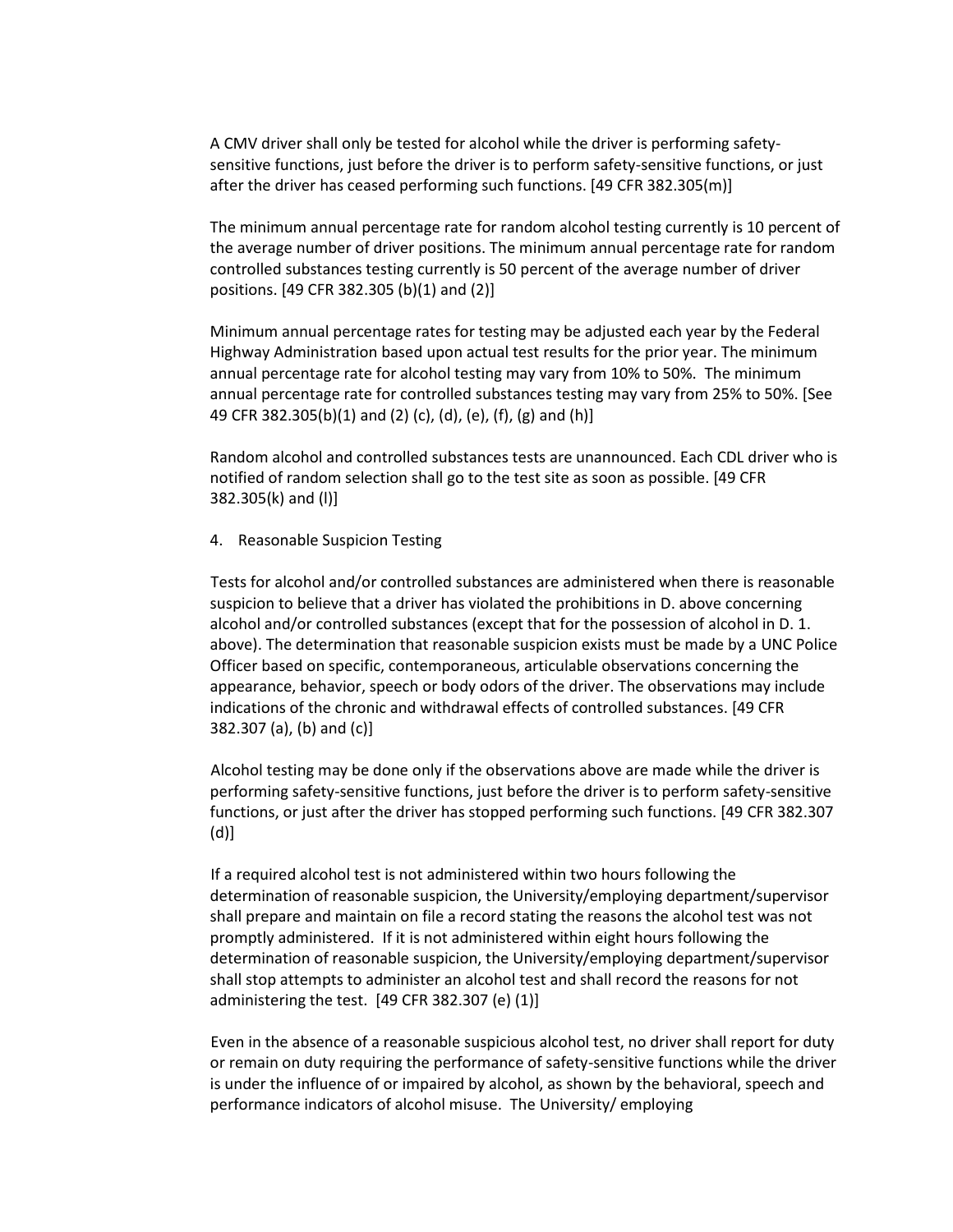A CMV driver shall only be tested for alcohol while the driver is performing safety-sensitive functions, just before the driver is to perform safety-sensitive functions, or just after the driver has ceased performing such functions. [49 CFR 382.305(m)]

The minimum annual percentage rate for random alcohol testing currently is 10 percent of the average number of driver positions. The minimum annual percentage rate for random controlled substances testing currently is 50 percent of the average number of driver positions. [49 CFR 382.305 (b)(1) and (2)]

Minimum annual percentage rates for testing may be adjusted each year by the Federal Highway Administration based upon actual test results for the prior year. The minimum annual percentage rate for alcohol testing may vary from 10% to 50%. The minimum annual percentage rate for controlled substances testing may vary from 25% to 50%. [See 49 CFR 382.305(b)(1) and (2) (c), (d), (e), (f), (g) and (h)]

Random alcohol and controlled substances tests are unannounced. Each CDL driver who is notified of random selection shall go to the test site as soon as possible. [49 CFR 382.305(k) and (l)]

4. Reasonable Suspicion Testing

Tests for alcohol and/or controlled substances are administered when there is reasonable suspicion to believe that a driver has violated the prohibitions in D. above concerning alcohol and/or controlled substances (except that for the possession of alcohol in D. 1. above). The determination that reasonable suspicion exists must be made by a UNC Police Officer based on specific, contemporaneous, articulable observations concerning the appearance, behavior, speech or body odors of the driver. The observations may include indications of the chronic and withdrawal effects of controlled substances. [49 CFR 382.307 (a), (b) and (c)]

Alcohol testing may be done only if the observations above are made while the driver is performing safety-sensitive functions, just before the driver is to perform safety-sensitive functions, or just after the driver has stopped performing such functions. [49 CFR 382.307 (d)]

If a required alcohol test is not administered within two hours following the determination of reasonable suspicion, the University/employing department/supervisor shall prepare and maintain on file a record stating the reasons the alcohol test was not promptly administered. If it is not administered within eight hours following the determination of reasonable suspicion, the University/employing department/supervisor shall stop attempts to administer an alcohol test and shall record the reasons for not administering the test. [49 CFR 382.307 (e) (1)]

Even in the absence of a reasonable suspicious alcohol test, no driver shall report for duty or remain on duty requiring the performance of safety-sensitive functions while the driver is under the influence of or impaired by alcohol, as shown by the behavioral, speech and performance indicators of alcohol misuse. The University/ employing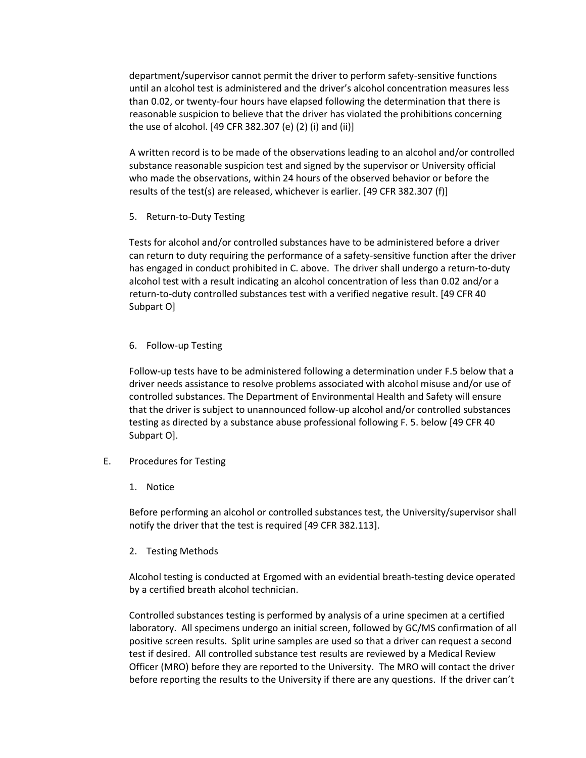department/supervisor cannot permit the driver to perform safety-sensitive functions until an alcohol test is administered and the driver's alcohol concentration measures less than 0.02, or twenty-four hours have elapsed following the determination that there is reasonable suspicion to believe that the driver has violated the prohibitions concerning the use of alcohol. [49 CFR 382.307 (e) (2) (i) and (ii)]

A written record is to be made of the observations leading to an alcohol and/or controlled substance reasonable suspicion test and signed by the supervisor or University official who made the observations, within 24 hours of the observed behavior or before the results of the test(s) are released, whichever is earlier. [49 CFR 382.307 (f)]

5. Return-to-Duty Testing

Tests for alcohol and/or controlled substances have to be administered before a driver can return to duty requiring the performance of a safety-sensitive function after the driver has engaged in conduct prohibited in C. above. The driver shall undergo a return-to-duty alcohol test with a result indicating an alcohol concentration of less than 0.02 and/or a return-to-duty controlled substances test with a verified negative result. [49 CFR 40 Subpart O]

6. Follow-up Testing

Follow-up tests have to be administered following a determination under F.5 below that a driver needs assistance to resolve problems associated with alcohol misuse and/or use of controlled substances. The Department of Environmental Health and Safety will ensure that the driver is subject to unannounced follow-up alcohol and/or controlled substances testing as directed by a substance abuse professional following F. 5. below [49 CFR 40 Subpart O].

E. Procedures for Testing

1. Notice

Before performing an alcohol or controlled substances test, the University/supervisor shall notify the driver that the test is required [49 CFR 382.113].

2. Testing Methods

Alcohol testing is conducted at Ergomed with an evidential breath-testing device operated by a certified breath alcohol technician.

Controlled substances testing is performed by analysis of a urine specimen at a certified laboratory. All specimens undergo an initial screen, followed by GC/MS confirmation of all positive screen results. Split urine samples are used so that a driver can request a second test if desired. All controlled substance test results are reviewed by a Medical Review Officer (MRO) before they are reported to the University. The MRO will contact the driver before reporting the results to the University if there are any questions. If the driver can't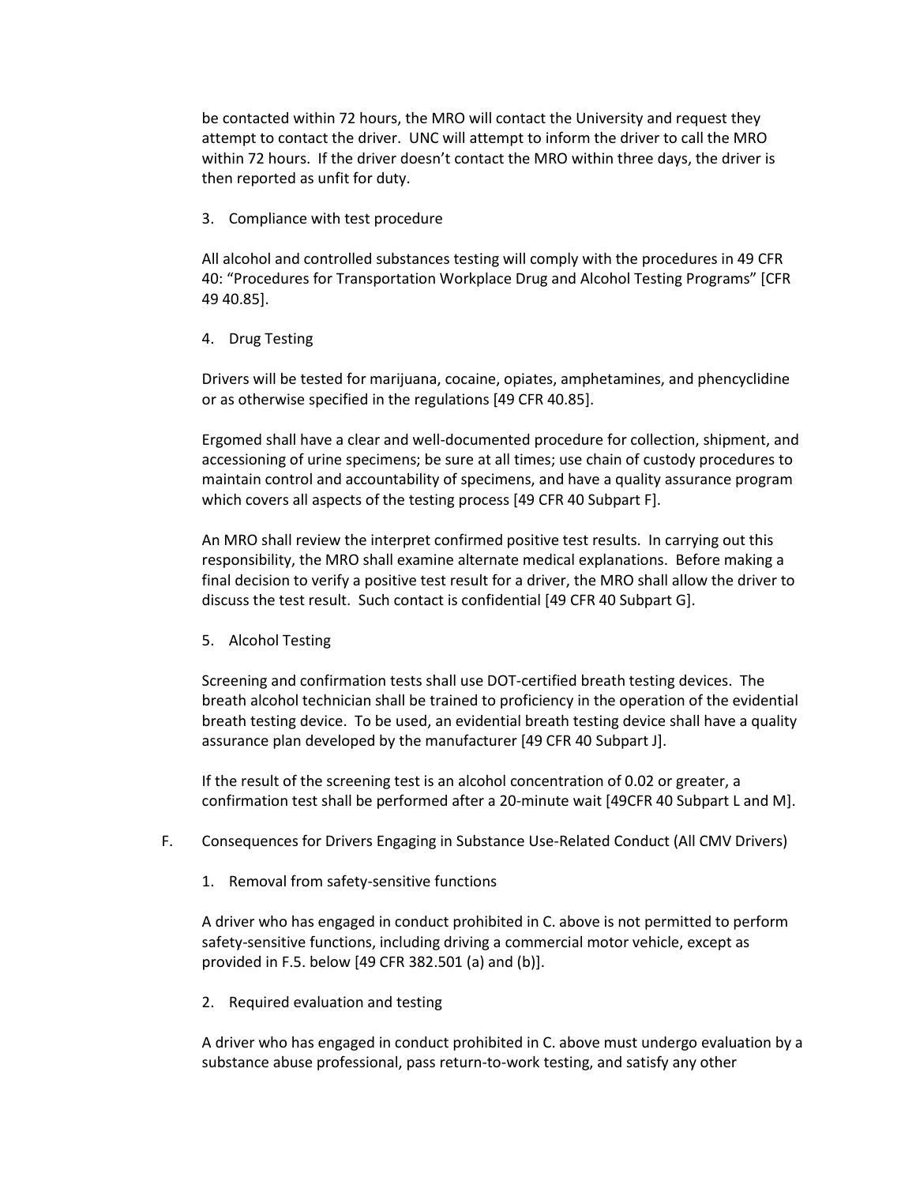be contacted within 72 hours, the MRO will contact the University and request they attempt to contact the driver. UNC will attempt to inform the driver to call the MRO within 72 hours. If the driver doesn't contact the MRO within three days, the driver is then reported as unfit for duty.

3. Compliance with test procedure

All alcohol and controlled substances testing will comply with the procedures in 49 CFR 40: "Procedures for Transportation Workplace Drug and Alcohol Testing Programs" [CFR 49 40.85].

4. Drug Testing

Drivers will be tested for marijuana, cocaine, opiates, amphetamines, and phencyclidine or as otherwise specified in the regulations [49 CFR 40.85].

Ergomed shall have a clear and well-documented procedure for collection, shipment, and accessioning of urine specimens; be sure at all times; use chain of custody procedures to maintain control and accountability of specimens, and have a quality assurance program which covers all aspects of the testing process [49 CFR 40 Subpart F].

An MRO shall review the interpret confirmed positive test results. In carrying out this responsibility, the MRO shall examine alternate medical explanations. Before making a final decision to verify a positive test result for a driver, the MRO shall allow the driver to discuss the test result. Such contact is confidential [49 CFR 40 Subpart G].

5. Alcohol Testing

Screening and confirmation tests shall use DOT-certified breath testing devices. The breath alcohol technician shall be trained to proficiency in the operation of the evidential breath testing device. To be used, an evidential breath testing device shall have a quality assurance plan developed by the manufacturer [49 CFR 40 Subpart J].

If the result of the screening test is an alcohol concentration of 0.02 or greater, a confirmation test shall be performed after a 20-minute wait [49CFR 40 Subpart L and M].

F. Consequences for Drivers Engaging in Substance Use-Related Conduct (All CMV Drivers)

1. Removal from safety-sensitive functions

A driver who has engaged in conduct prohibited in C. above is not permitted to perform safety-sensitive functions, including driving a commercial motor vehicle, except as provided in F.5. below [49 CFR 382.501 (a) and (b)].

2. Required evaluation and testing

A driver who has engaged in conduct prohibited in C. above must undergo evaluation by a substance abuse professional, pass return-to-work testing, and satisfy any other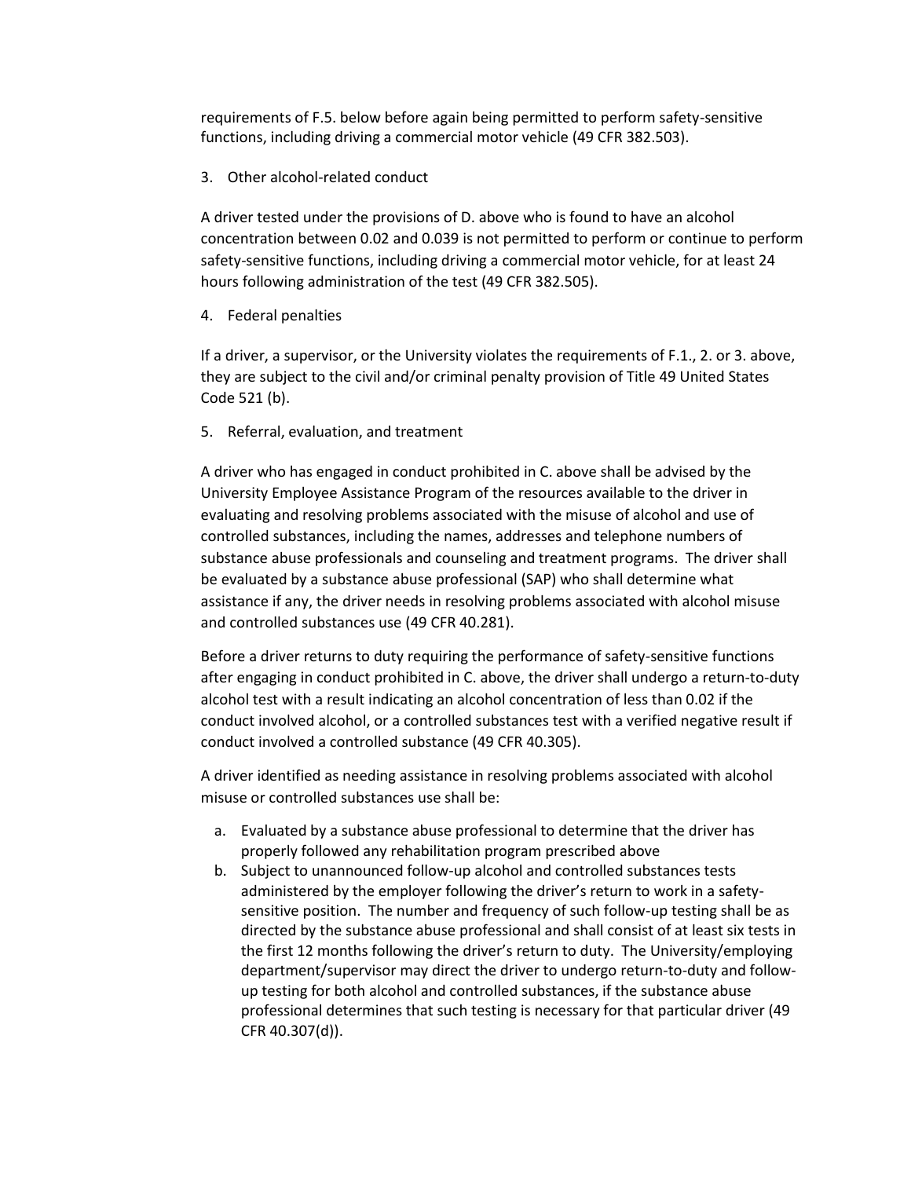requirements of F.5. below before again being permitted to perform safety-sensitive functions, including driving a commercial motor vehicle (49 CFR 382.503).

3. Other alcohol-related conduct

A driver tested under the provisions of D. above who is found to have an alcohol concentration between 0.02 and 0.039 is not permitted to perform or continue to perform safety-sensitive functions, including driving a commercial motor vehicle, for at least 24 hours following administration of the test (49 CFR 382.505).

4. Federal penalties

If a driver, a supervisor, or the University violates the requirements of F.1., 2. or 3. above, they are subject to the civil and/or criminal penalty provision of Title 49 United States Code 521 (b).

5. Referral, evaluation, and treatment

A driver who has engaged in conduct prohibited in C. above shall be advised by the University Employee Assistance Program of the resources available to the driver in evaluating and resolving problems associated with the misuse of alcohol and use of controlled substances, including the names, addresses and telephone numbers of substance abuse professionals and counseling and treatment programs. The driver shall be evaluated by a substance abuse professional (SAP) who shall determine what assistance if any, the driver needs in resolving problems associated with alcohol misuse and controlled substances use (49 CFR 40.281).

Before a driver returns to duty requiring the performance of safety-sensitive functions after engaging in conduct prohibited in C. above, the driver shall undergo a return-to-duty alcohol test with a result indicating an alcohol concentration of less than 0.02 if the conduct involved alcohol, or a controlled substances test with a verified negative result if conduct involved a controlled substance (49 CFR 40.305).

A driver identified as needing assistance in resolving problems associated with alcohol misuse or controlled substances use shall be:

a. Evaluated by a substance abuse professional to determine that the driver has properly followed any rehabilitation program prescribed above
b. Subject to unannounced follow-up alcohol and controlled substances tests administered by the employer following the driver's return to work in a safety-sensitive position. The number and frequency of such follow-up testing shall be as directed by the substance abuse professional and shall consist of at least six tests in the first 12 months following the driver's return to duty. The University/employing department/supervisor may direct the driver to undergo return-to-duty and follow-up testing for both alcohol and controlled substances, if the substance abuse professional determines that such testing is necessary for that particular driver (49 CFR 40.307(d)).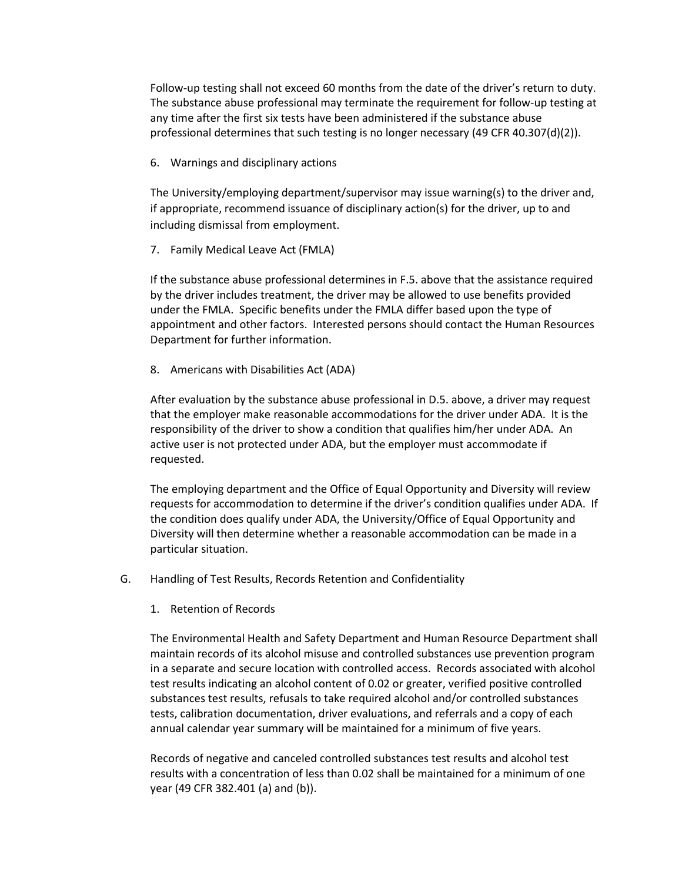Follow-up testing shall not exceed 60 months from the date of the driver's return to duty. The substance abuse professional may terminate the requirement for follow-up testing at any time after the first six tests have been administered if the substance abuse professional determines that such testing is no longer necessary (49 CFR 40.307(d)(2)).

6. Warnings and disciplinary actions

The University/employing department/supervisor may issue warning(s) to the driver and, if appropriate, recommend issuance of disciplinary action(s) for the driver, up to and including dismissal from employment.

7. Family Medical Leave Act (FMLA)

If the substance abuse professional determines in F.5. above that the assistance required by the driver includes treatment, the driver may be allowed to use benefits provided under the FMLA. Specific benefits under the FMLA differ based upon the type of appointment and other factors. Interested persons should contact the Human Resources Department for further information.

8. Americans with Disabilities Act (ADA)

After evaluation by the substance abuse professional in D.5. above, a driver may request that the employer make reasonable accommodations for the driver under ADA. It is the responsibility of the driver to show a condition that qualifies him/her under ADA. An active user is not protected under ADA, but the employer must accommodate if requested.

The employing department and the Office of Equal Opportunity and Diversity will review requests for accommodation to determine if the driver's condition qualifies under ADA. If the condition does qualify under ADA, the University/Office of Equal Opportunity and Diversity will then determine whether a reasonable accommodation can be made in a particular situation.

G. Handling of Test Results, Records Retention and Confidentiality

1. Retention of Records

The Environmental Health and Safety Department and Human Resource Department shall maintain records of its alcohol misuse and controlled substances use prevention program in a separate and secure location with controlled access. Records associated with alcohol test results indicating an alcohol content of 0.02 or greater, verified positive controlled substances test results, refusals to take required alcohol and/or controlled substances tests, calibration documentation, driver evaluations, and referrals and a copy of each annual calendar year summary will be maintained for a minimum of five years.

Records of negative and canceled controlled substances test results and alcohol test results with a concentration of less than 0.02 shall be maintained for a minimum of one year (49 CFR 382.401 (a) and (b)).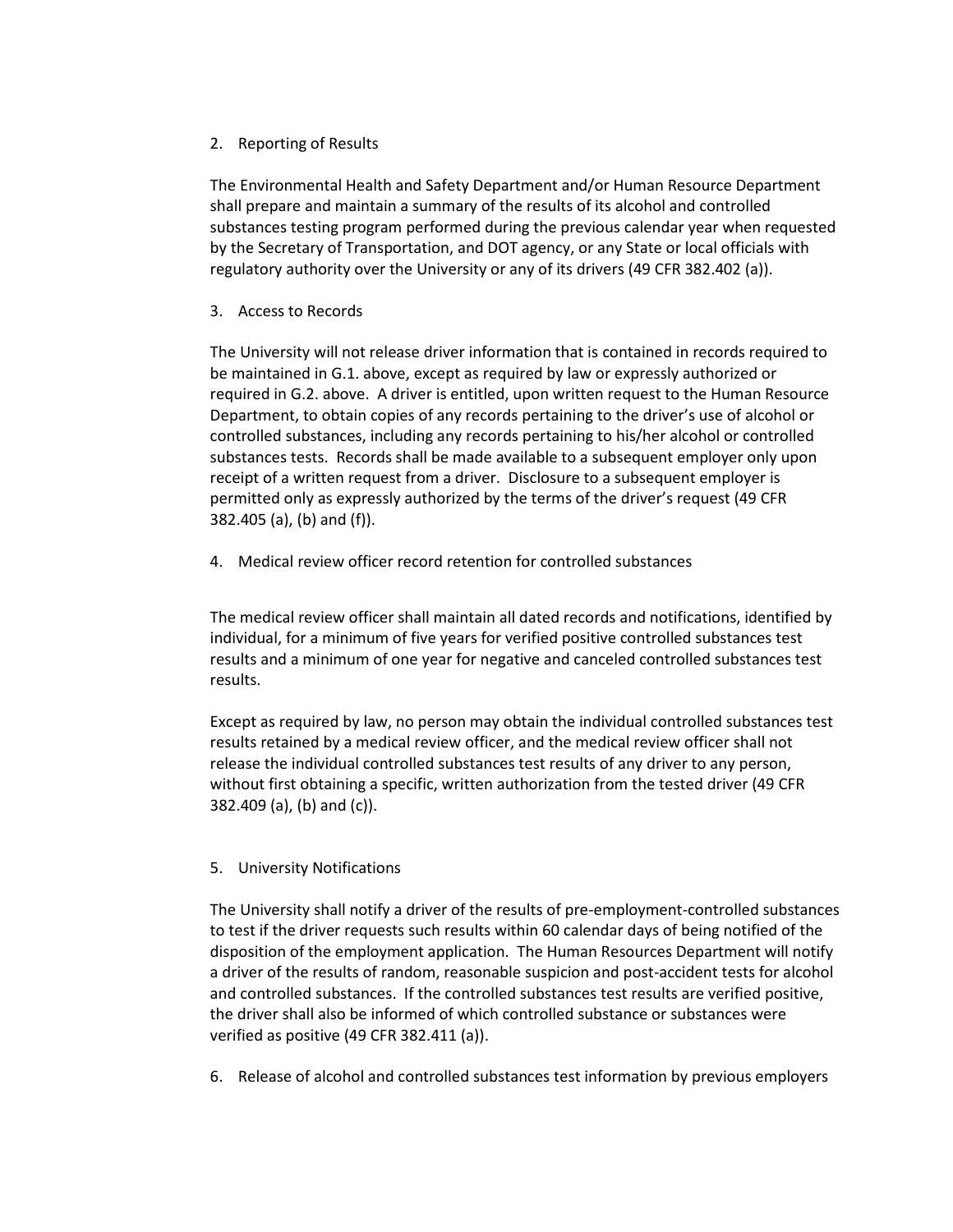2. Reporting of Results

The Environmental Health and Safety Department and/or Human Resource Department shall prepare and maintain a summary of the results of its alcohol and controlled substances testing program performed during the previous calendar year when requested by the Secretary of Transportation, and DOT agency, or any State or local officials with regulatory authority over the University or any of its drivers (49 CFR 382.402 (a)).

3. Access to Records

The University will not release driver information that is contained in records required to be maintained in G.1. above, except as required by law or expressly authorized or required in G.2. above. A driver is entitled, upon written request to the Human Resource Department, to obtain copies of any records pertaining to the driver's use of alcohol or controlled substances, including any records pertaining to his/her alcohol or controlled substances tests. Records shall be made available to a subsequent employer only upon receipt of a written request from a driver. Disclosure to a subsequent employer is permitted only as expressly authorized by the terms of the driver's request (49 CFR 382.405 (a), (b) and (f)).

4. Medical review officer record retention for controlled substances

The medical review officer shall maintain all dated records and notifications, identified by individual, for a minimum of five years for verified positive controlled substances test results and a minimum of one year for negative and canceled controlled substances test results.

Except as required by law, no person may obtain the individual controlled substances test results retained by a medical review officer, and the medical review officer shall not release the individual controlled substances test results of any driver to any person, without first obtaining a specific, written authorization from the tested driver (49 CFR 382.409 (a), (b) and (c)).

5. University Notifications

The University shall notify a driver of the results of pre-employment-controlled substances to test if the driver requests such results within 60 calendar days of being notified of the disposition of the employment application. The Human Resources Department will notify a driver of the results of random, reasonable suspicion and post-accident tests for alcohol and controlled substances. If the controlled substances test results are verified positive, the driver shall also be informed of which controlled substance or substances were verified as positive (49 CFR 382.411 (a)).

6. Release of alcohol and controlled substances test information by previous employers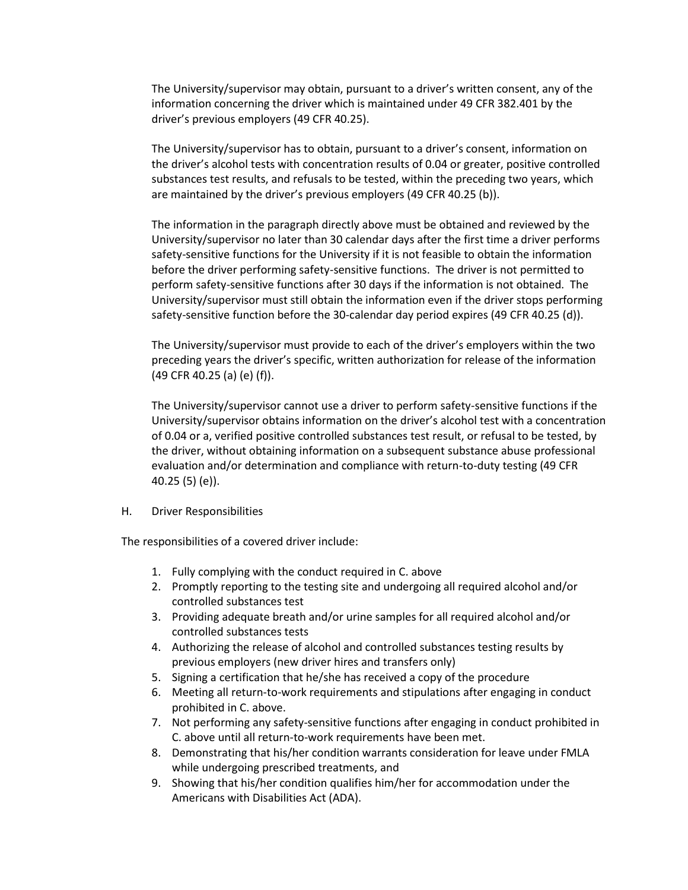The University/supervisor may obtain, pursuant to a driver's written consent, any of the information concerning the driver which is maintained under 49 CFR 382.401 by the driver's previous employers (49 CFR 40.25).

The University/supervisor has to obtain, pursuant to a driver's consent, information on the driver's alcohol tests with concentration results of 0.04 or greater, positive controlled substances test results, and refusals to be tested, within the preceding two years, which are maintained by the driver's previous employers (49 CFR 40.25 (b)).

The information in the paragraph directly above must be obtained and reviewed by the University/supervisor no later than 30 calendar days after the first time a driver performs safety-sensitive functions for the University if it is not feasible to obtain the information before the driver performing safety-sensitive functions. The driver is not permitted to perform safety-sensitive functions after 30 days if the information is not obtained. The University/supervisor must still obtain the information even if the driver stops performing safety-sensitive function before the 30-calendar day period expires (49 CFR 40.25 (d)).

The University/supervisor must provide to each of the driver's employers within the two preceding years the driver's specific, written authorization for release of the information (49 CFR 40.25 (a) (e) (f)).

The University/supervisor cannot use a driver to perform safety-sensitive functions if the University/supervisor obtains information on the driver's alcohol test with a concentration of 0.04 or a, verified positive controlled substances test result, or refusal to be tested, by the driver, without obtaining information on a subsequent substance abuse professional evaluation and/or determination and compliance with return-to-duty testing (49 CFR 40.25 (5) (e)).

H. Driver Responsibilities

The responsibilities of a covered driver include:

1. Fully complying with the conduct required in C. above
2. Promptly reporting to the testing site and undergoing all required alcohol and/or controlled substances test
3. Providing adequate breath and/or urine samples for all required alcohol and/or controlled substances tests
4. Authorizing the release of alcohol and controlled substances testing results by previous employers (new driver hires and transfers only)
5. Signing a certification that he/she has received a copy of the procedure
6. Meeting all return-to-work requirements and stipulations after engaging in conduct prohibited in C. above.
7. Not performing any safety-sensitive functions after engaging in conduct prohibited in C. above until all return-to-work requirements have been met.
8. Demonstrating that his/her condition warrants consideration for leave under FMLA while undergoing prescribed treatments, and
9. Showing that his/her condition qualifies him/her for accommodation under the Americans with Disabilities Act (ADA).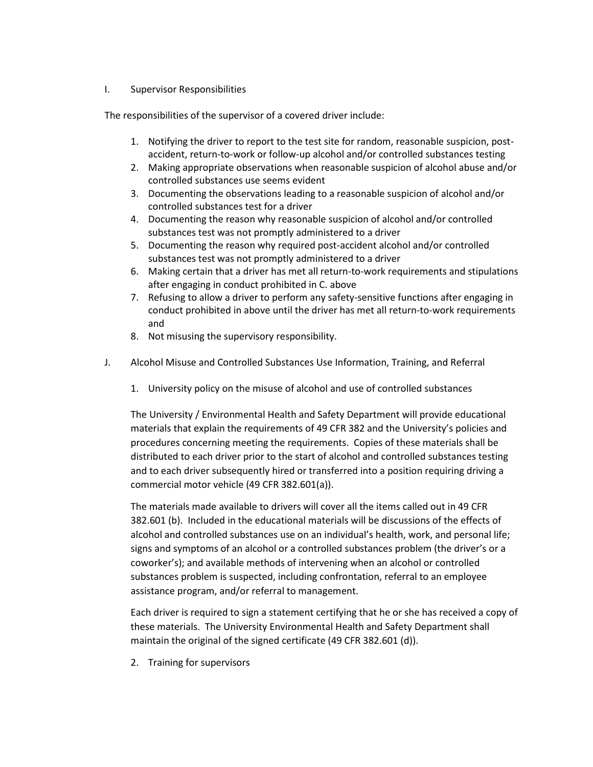I. Supervisor Responsibilities

The responsibilities of the supervisor of a covered driver include:

1. Notifying the driver to report to the test site for random, reasonable suspicion, post-accident, return-to-work or follow-up alcohol and/or controlled substances testing
2. Making appropriate observations when reasonable suspicion of alcohol abuse and/or controlled substances use seems evident
3. Documenting the observations leading to a reasonable suspicion of alcohol and/or controlled substances test for a driver
4. Documenting the reason why reasonable suspicion of alcohol and/or controlled substances test was not promptly administered to a driver
5. Documenting the reason why required post-accident alcohol and/or controlled substances test was not promptly administered to a driver
6. Making certain that a driver has met all return-to-work requirements and stipulations after engaging in conduct prohibited in C. above
7. Refusing to allow a driver to perform any safety-sensitive functions after engaging in conduct prohibited in above until the driver has met all return-to-work requirements and
8. Not misusing the supervisory responsibility.

J. Alcohol Misuse and Controlled Substances Use Information, Training, and Referral

1. University policy on the misuse of alcohol and use of controlled substances

The University / Environmental Health and Safety Department will provide educational materials that explain the requirements of 49 CFR 382 and the University's policies and procedures concerning meeting the requirements. Copies of these materials shall be distributed to each driver prior to the start of alcohol and controlled substances testing and to each driver subsequently hired or transferred into a position requiring driving a commercial motor vehicle (49 CFR 382.601(a)).

The materials made available to drivers will cover all the items called out in 49 CFR 382.601 (b). Included in the educational materials will be discussions of the effects of alcohol and controlled substances use on an individual's health, work, and personal life; signs and symptoms of an alcohol or a controlled substances problem (the driver's or a coworker's); and available methods of intervening when an alcohol or controlled substances problem is suspected, including confrontation, referral to an employee assistance program, and/or referral to management.

Each driver is required to sign a statement certifying that he or she has received a copy of these materials. The University Environmental Health and Safety Department shall maintain the original of the signed certificate (49 CFR 382.601 (d)).

2. Training for supervisors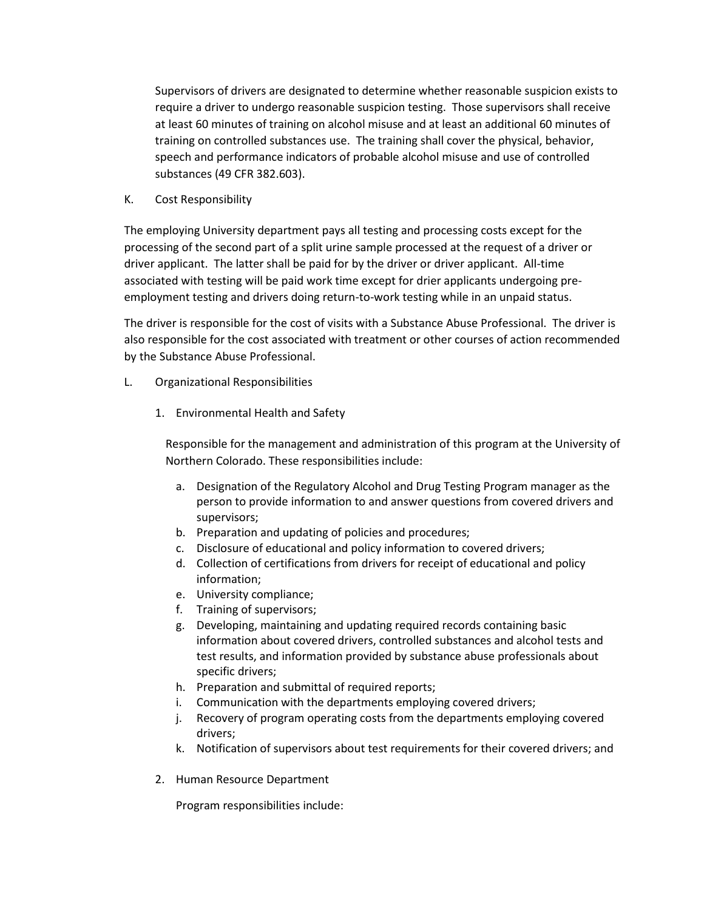Supervisors of drivers are designated to determine whether reasonable suspicion exists to require a driver to undergo reasonable suspicion testing. Those supervisors shall receive at least 60 minutes of training on alcohol misuse and at least an additional 60 minutes of training on controlled substances use. The training shall cover the physical, behavior, speech and performance indicators of probable alcohol misuse and use of controlled substances (49 CFR 382.603).

K. Cost Responsibility

The employing University department pays all testing and processing costs except for the processing of the second part of a split urine sample processed at the request of a driver or driver applicant. The latter shall be paid for by the driver or driver applicant. All-time associated with testing will be paid work time except for drier applicants undergoing pre-employment testing and drivers doing return-to-work testing while in an unpaid status.

The driver is responsible for the cost of visits with a Substance Abuse Professional. The driver is also responsible for the cost associated with treatment or other courses of action recommended by the Substance Abuse Professional.

L. Organizational Responsibilities

1. Environmental Health and Safety

   Responsible for the management and administration of this program at the University of Northern Colorado. These responsibilities include:

   a. Designation of the Regulatory Alcohol and Drug Testing Program manager as the person to provide information to and answer questions from covered drivers and supervisors;
   b. Preparation and updating of policies and procedures;
   c. Disclosure of educational and policy information to covered drivers;
   d. Collection of certifications from drivers for receipt of educational and policy information;
   e. University compliance;
   f. Training of supervisors;
   g. Developing, maintaining and updating required records containing basic information about covered drivers, controlled substances and alcohol tests and test results, and information provided by substance abuse professionals about specific drivers;
   h. Preparation and submittal of required reports;
   i. Communication with the departments employing covered drivers;
   j. Recovery of program operating costs from the departments employing covered drivers;
   k. Notification of supervisors about test requirements for their covered drivers; and

2. Human Resource Department

   Program responsibilities include: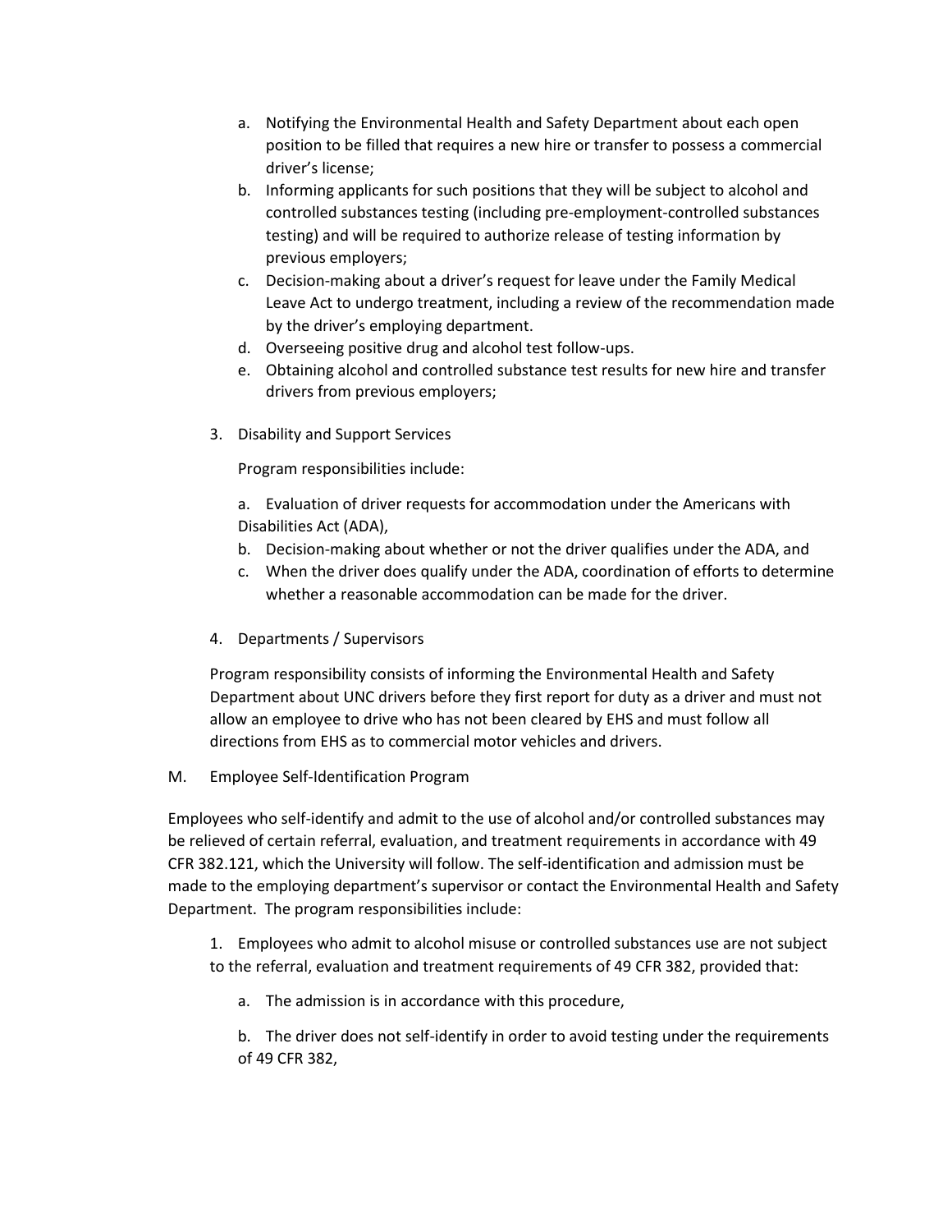a. Notifying the Environmental Health and Safety Department about each open position to be filled that requires a new hire or transfer to possess a commercial driver's license;
b. Informing applicants for such positions that they will be subject to alcohol and controlled substances testing (including pre-employment-controlled substances testing) and will be required to authorize release of testing information by previous employers;
c. Decision-making about a driver's request for leave under the Family Medical Leave Act to undergo treatment, including a review of the recommendation made by the driver's employing department.
d. Overseeing positive drug and alcohol test follow-ups.
e. Obtaining alcohol and controlled substance test results for new hire and transfer drivers from previous employers;

3. Disability and Support Services

   Program responsibilities include:

   a. Evaluation of driver requests for accommodation under the Americans with Disabilities Act (ADA),
   b. Decision-making about whether or not the driver qualifies under the ADA, and
   c. When the driver does qualify under the ADA, coordination of efforts to determine whether a reasonable accommodation can be made for the driver.

4. Departments / Supervisors

   Program responsibility consists of informing the Environmental Health and Safety Department about UNC drivers before they first report for duty as a driver and must not allow an employee to drive who has not been cleared by EHS and must follow all directions from EHS as to commercial motor vehicles and drivers.

M. Employee Self-Identification Program

Employees who self-identify and admit to the use of alcohol and/or controlled substances may be relieved of certain referral, evaluation, and treatment requirements in accordance with 49 CFR 382.121, which the University will follow. The self-identification and admission must be made to the employing department's supervisor or contact the Environmental Health and Safety Department. The program responsibilities include:

1. Employees who admit to alcohol misuse or controlled substances use are not subject to the referral, evaluation and treatment requirements of 49 CFR 382, provided that:

   a. The admission is in accordance with this procedure,

   b. The driver does not self-identify in order to avoid testing under the requirements of 49 CFR 382,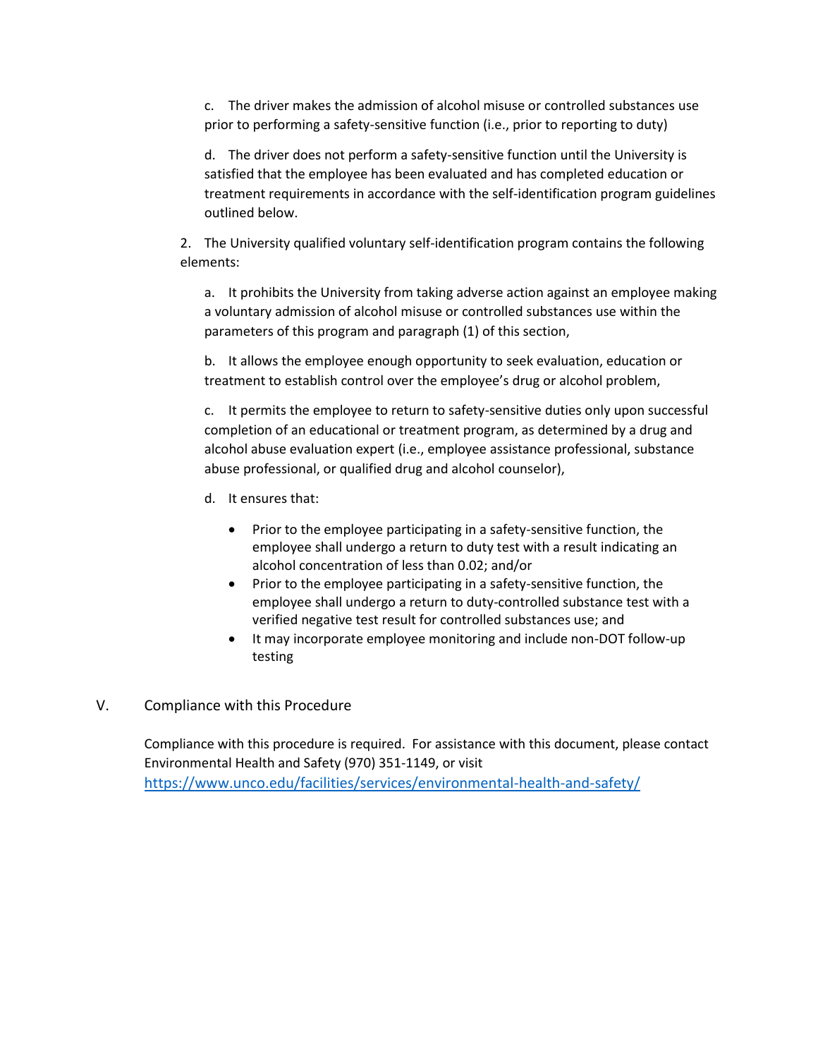c. The driver makes the admission of alcohol misuse or controlled substances use prior to performing a safety-sensitive function (i.e., prior to reporting to duty)

d. The driver does not perform a safety-sensitive function until the University is satisfied that the employee has been evaluated and has completed education or treatment requirements in accordance with the self-identification program guidelines outlined below.

2. The University qualified voluntary self-identification program contains the following elements:

a. It prohibits the University from taking adverse action against an employee making a voluntary admission of alcohol misuse or controlled substances use within the parameters of this program and paragraph (1) of this section,

b. It allows the employee enough opportunity to seek evaluation, education or treatment to establish control over the employee's drug or alcohol problem,

c. It permits the employee to return to safety-sensitive duties only upon successful completion of an educational or treatment program, as determined by a drug and alcohol abuse evaluation expert (i.e., employee assistance professional, substance abuse professional, or qualified drug and alcohol counselor),

d. It ensures that:

- Prior to the employee participating in a safety-sensitive function, the employee shall undergo a return to duty test with a result indicating an alcohol concentration of less than 0.02; and/or
- Prior to the employee participating in a safety-sensitive function, the employee shall undergo a return to duty-controlled substance test with a verified negative test result for controlled substances use; and
- It may incorporate employee monitoring and include non-DOT follow-up testing

## V. Compliance with this Procedure

Compliance with this procedure is required. For assistance with this document, please contact Environmental Health and Safety (970) 351-1149, or visit https://www.unco.edu/facilities/services/environmental-health-and-safety/